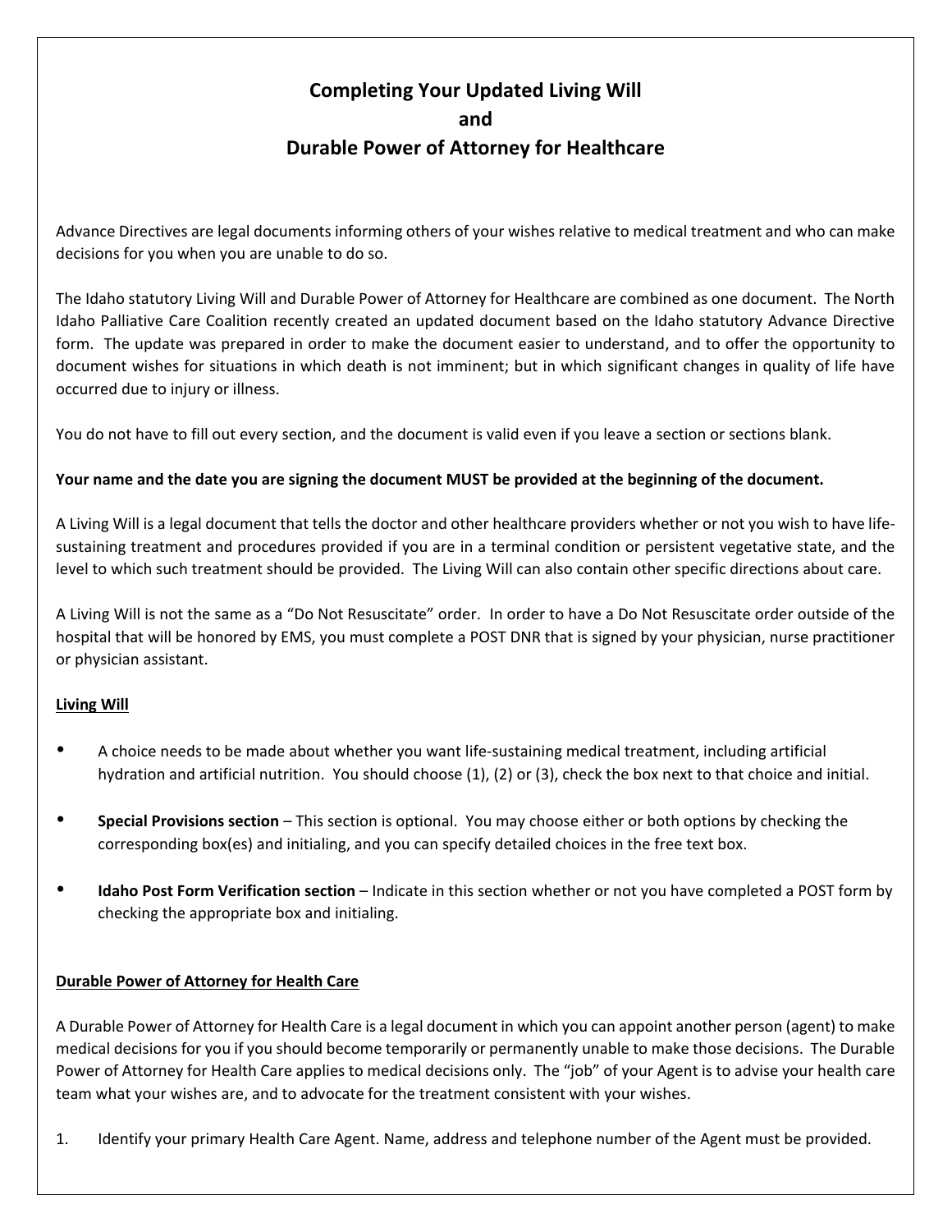# Completing Your Updated Living Will
# and
# Durable Power of Attorney for Healthcare

Advance Directives are legal documents informing others of your wishes relative to medical treatment and who can make decisions for you when you are unable to do so.

The Idaho statutory Living Will and Durable Power of Attorney for Healthcare are combined as one document. The North Idaho Palliative Care Coalition recently created an updated document based on the Idaho statutory Advance Directive form. The update was prepared in order to make the document easier to understand, and to offer the opportunity to document wishes for situations in which death is not imminent; but in which significant changes in quality of life have occurred due to injury or illness.

You do not have to fill out every section, and the document is valid even if you leave a section or sections blank.

**Your name and the date you are signing the document MUST be provided at the beginning of the document.**

A Living Will is a legal document that tells the doctor and other healthcare providers whether or not you wish to have life-sustaining treatment and procedures provided if you are in a terminal condition or persistent vegetative state, and the level to which such treatment should be provided. The Living Will can also contain other specific directions about care.

A Living Will is not the same as a "Do Not Resuscitate" order. In order to have a Do Not Resuscitate order outside of the hospital that will be honored by EMS, you must complete a POST DNR that is signed by your physician, nurse practitioner or physician assistant.

## Living Will

- A choice needs to be made about whether you want life-sustaining medical treatment, including artificial hydration and artificial nutrition. You should choose (1), (2) or (3), check the box next to that choice and initial.
- **Special Provisions section** – This section is optional. You may choose either or both options by checking the corresponding box(es) and initialing, and you can specify detailed choices in the free text box.
- **Idaho Post Form Verification section** – Indicate in this section whether or not you have completed a POST form by checking the appropriate box and initialing.

## Durable Power of Attorney for Health Care

A Durable Power of Attorney for Health Care is a legal document in which you can appoint another person (agent) to make medical decisions for you if you should become temporarily or permanently unable to make those decisions. The Durable Power of Attorney for Health Care applies to medical decisions only. The "job" of your Agent is to advise your health care team what your wishes are, and to advocate for the treatment consistent with your wishes.

1. Identify your primary Health Care Agent. Name, address and telephone number of the Agent must be provided.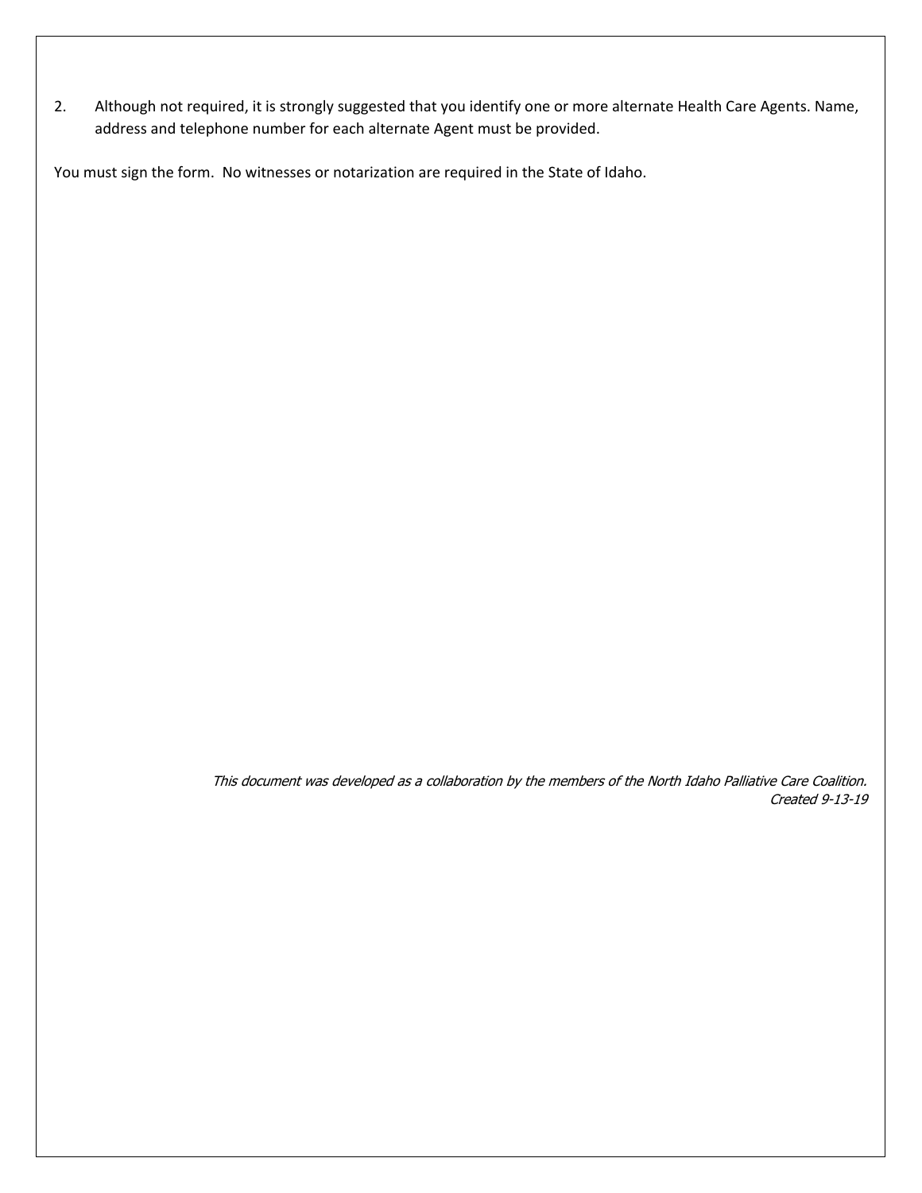2. Although not required, it is strongly suggested that you identify one or more alternate Health Care Agents. Name, address and telephone number for each alternate Agent must be provided.

You must sign the form. No witnesses or notarization are required in the State of Idaho.

*This document was developed as a collaboration by the members of the North Idaho Palliative Care Coalition.*
*Created 9-13-19*